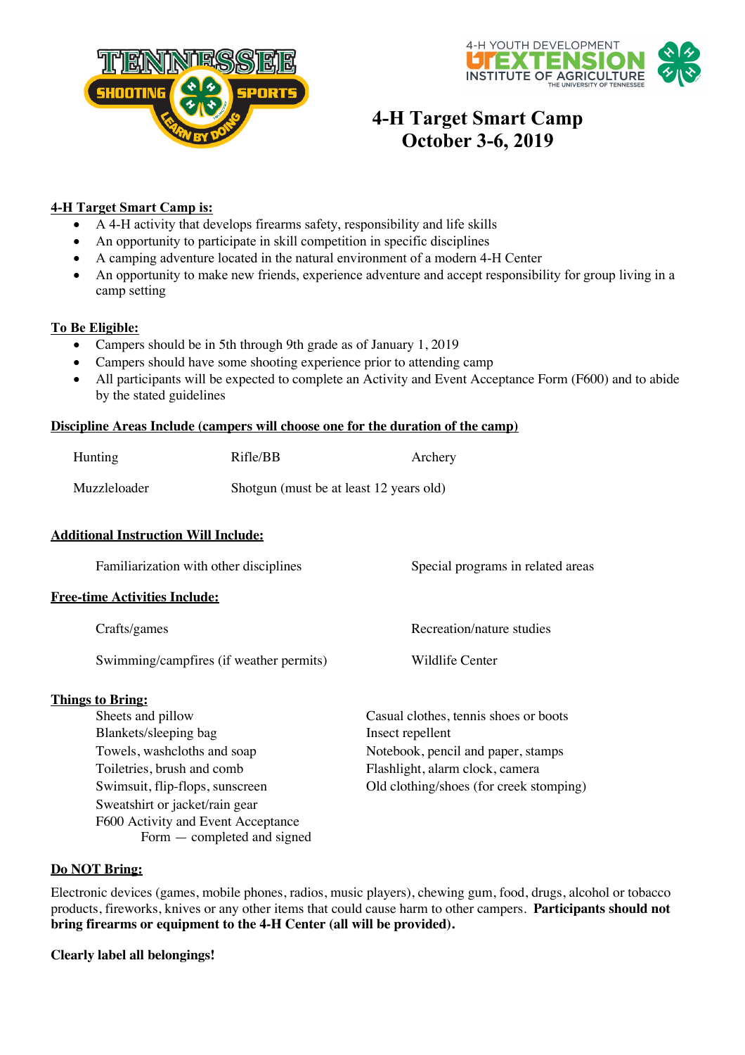# 4-H Target Smart Camp
## October 3-6, 2019

**4-H Target Smart Camp is:**

- A 4-H activity that develops firearms safety, responsibility and life skills
- An opportunity to participate in skill competition in specific disciplines
- A camping adventure located in the natural environment of a modern 4-H Center
- An opportunity to make new friends, experience adventure and accept responsibility for group living in a camp setting

**To Be Eligible:**

- Campers should be in 5th through 9th grade as of January 1, 2019
- Campers should have some shooting experience prior to attending camp
- All participants will be expected to complete an Activity and Event Acceptance Form (F600) and to abide by the stated guidelines

**Discipline Areas Include (campers will choose one for the duration of the camp)**

Hunting
Rifle/BB
Archery
Muzzleloader
Shotgun (must be at least 12 years old)

**Additional Instruction Will Include:**

Familiarization with other disciplines
Special programs in related areas

**Free-time Activities Include:**

Crafts/games
Recreation/nature studies
Swimming/campfires (if weather permits)
Wildlife Center

**Things to Bring:**

Sheets and pillow
Blankets/sleeping bag
Towels, washcloths and soap
Toiletries, brush and comb
Swimsuit, flip-flops, sunscreen
Sweatshirt or jacket/rain gear
F600 Activity and Event Acceptance Form — completed and signed
Casual clothes, tennis shoes or boots
Insect repellent
Notebook, pencil and paper, stamps
Flashlight, alarm clock, camera
Old clothing/shoes (for creek stomping)

**Do NOT Bring:**

Electronic devices (games, mobile phones, radios, music players), chewing gum, food, drugs, alcohol or tobacco products, fireworks, knives or any other items that could cause harm to other campers. **Participants should not bring firearms or equipment to the 4-H Center (all will be provided).**

**Clearly label all belongings!**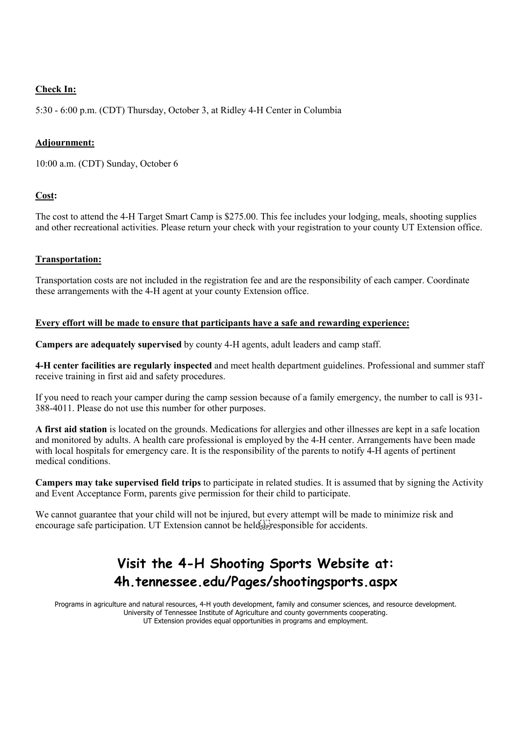**Check In:**

5:30 - 6:00 p.m. (CDT) Thursday, October 3, at Ridley 4-H Center in Columbia

**Adjournment:**

10:00 a.m. (CDT) Sunday, October 6

**Cost:**

The cost to attend the 4-H Target Smart Camp is $275.00. This fee includes your lodging, meals, shooting supplies and other recreational activities. Please return your check with your registration to your county UT Extension office.

**Transportation:**

Transportation costs are not included in the registration fee and are the responsibility of each camper. Coordinate these arrangements with the 4-H agent at your county Extension office.

**Every effort will be made to ensure that participants have a safe and rewarding experience:**

**Campers are adequately supervised** by county 4-H agents, adult leaders and camp staff.

**4-H center facilities are regularly inspected** and meet health department guidelines. Professional and summer staff receive training in first aid and safety procedures.

If you need to reach your camper during the camp session because of a family emergency, the number to call is 931-388-4011. Please do not use this number for other purposes.

**A first aid station** is located on the grounds. Medications for allergies and other illnesses are kept in a safe location and monitored by adults. A health care professional is employed by the 4-H center. Arrangements have been made with local hospitals for emergency care. It is the responsibility of the parents to notify 4-H agents of pertinent medical conditions.

**Campers may take supervised field trips** to participate in related studies. It is assumed that by signing the Activity and Event Acceptance Form, parents give permission for their child to participate.

We cannot guarantee that your child will not be injured, but every attempt will be made to minimize risk and encourage safe participation. UT Extension cannot be held responsible for accidents.

## Visit the 4-H Shooting Sports Website at: 4h.tennessee.edu/Pages/shootingsports.aspx

Programs in agriculture and natural resources, 4-H youth development, family and consumer sciences, and resource development.
University of Tennessee Institute of Agriculture and county governments cooperating.
UT Extension provides equal opportunities in programs and employment.